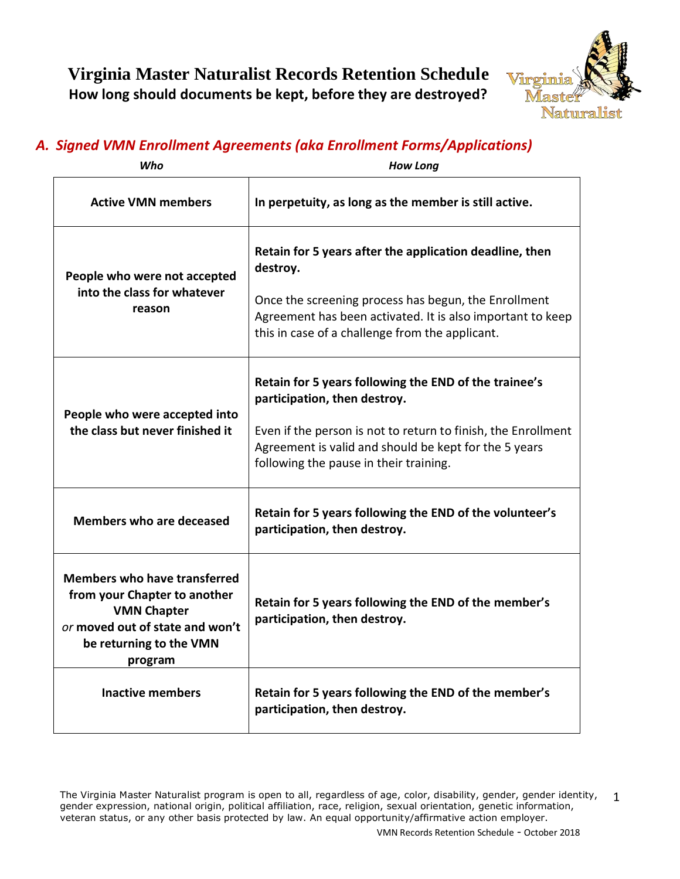# Virginia Master Naturalist Records Retention Schedule

**How long should documents be kept, before they are destroyed?**

## *A. Signed VMN Enrollment Agreements (aka Enrollment Forms/Applications)*

| *Who* | *How Long* |
|---|---|
| **Active VMN members** | **In perpetuity, as long as the member is still active.** |
| **People who were not accepted into the class for whatever reason** | **Retain for 5 years after the application deadline, then destroy.**<br><br>Once the screening process has begun, the Enrollment Agreement has been activated. It is also important to keep this in case of a challenge from the applicant. |
| **People who were accepted into the class but never finished it** | **Retain for 5 years following the END of the trainee's participation, then destroy.**<br><br>Even if the person is not to return to finish, the Enrollment Agreement is valid and should be kept for the 5 years following the pause in their training. |
| **Members who are deceased** | **Retain for 5 years following the END of the volunteer's participation, then destroy.** |
| **Members who have transferred from your Chapter to another VMN Chapter** *or* **moved out of state and won't be returning to the VMN program** | **Retain for 5 years following the END of the member's participation, then destroy.** |
| **Inactive members** | **Retain for 5 years following the END of the member's participation, then destroy.** |

The Virginia Master Naturalist program is open to all, regardless of age, color, disability, gender, gender identity, gender expression, national origin, political affiliation, race, religion, sexual orientation, genetic information, veteran status, or any other basis protected by law. An equal opportunity/affirmative action employer.

VMN Records Retention Schedule - October 2018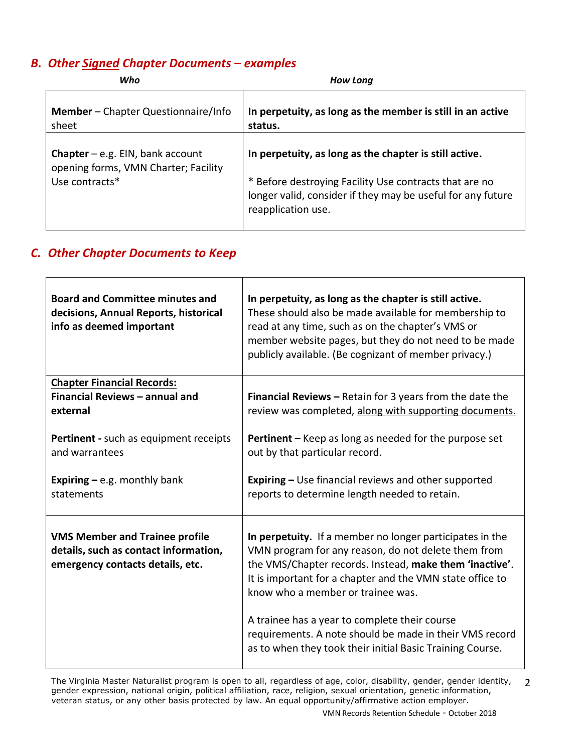## *B. Other <u>Signed</u> Chapter Documents – examples*

| *Who* | *How Long* |
|---|---|
| **Member** – Chapter Questionnaire/Info sheet | **In perpetuity, as long as the member is still in an active status.** |
| **Chapter** – e.g. EIN, bank account opening forms, VMN Charter; Facility Use contracts* | **In perpetuity, as long as the chapter is still active.**<br><br>* Before destroying Facility Use contracts that are no longer valid, consider if they may be useful for any future reapplication use. |

## *C. Other Chapter Documents to Keep*

| | |
|---|---|
| **Board and Committee minutes and decisions, Annual Reports, historical info as deemed important** | **In perpetuity, as long as the chapter is still active.** These should also be made available for membership to read at any time, such as on the chapter's VMS or member website pages, but they do not need to be made publicly available. (Be cognizant of member privacy.) |
| <u>**Chapter Financial Records:**</u><br>**Financial Reviews – annual and external**<br><br>**Pertinent -** such as equipment receipts and warrantees<br><br>**Expiring –** e.g. monthly bank statements | **Financial Reviews –** Retain for 3 years from the date the review was completed, <u>along with supporting documents.</u><br><br>**Pertinent –** Keep as long as needed for the purpose set out by that particular record.<br><br>**Expiring –** Use financial reviews and other supported reports to determine length needed to retain. |
| **VMS Member and Trainee profile details, such as contact information, emergency contacts details, etc.** | **In perpetuity.** If a member no longer participates in the VMN program for any reason, <u>do not delete them</u> from the VMS/Chapter records. Instead, **make them 'inactive'**. It is important for a chapter and the VMN state office to know who a member or trainee was.<br><br>A trainee has a year to complete their course requirements. A note should be made in their VMS record as to when they took their initial Basic Training Course. |

The Virginia Master Naturalist program is open to all, regardless of age, color, disability, gender, gender identity, gender expression, national origin, political affiliation, race, religion, sexual orientation, genetic information, veteran status, or any other basis protected by law. An equal opportunity/affirmative action employer.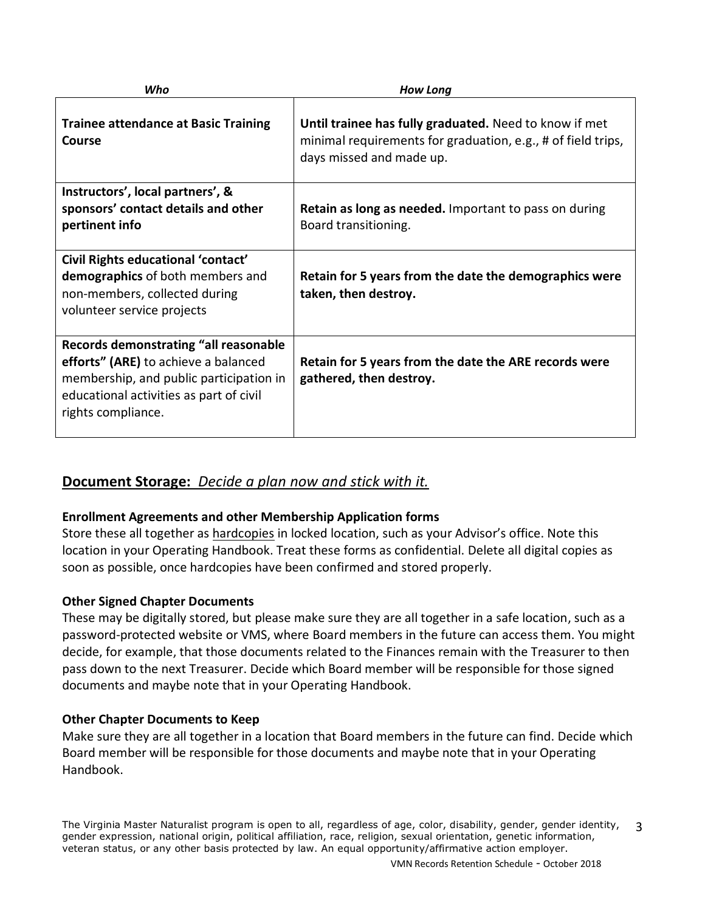| *Who* | *How Long* |
|---|---|
| **Trainee attendance at Basic Training Course** | **Until trainee has fully graduated.** Need to know if met minimal requirements for graduation, e.g., # of field trips, days missed and made up. |
| **Instructors', local partners', & sponsors' contact details and other pertinent info** | **Retain as long as needed.** Important to pass on during Board transitioning. |
| **Civil Rights educational 'contact' demographics** of both members and non-members, collected during volunteer service projects | **Retain for 5 years from the date the demographics were taken, then destroy.** |
| **Records demonstrating "all reasonable efforts" (ARE)** to achieve a balanced membership, and public participation in educational activities as part of civil rights compliance. | **Retain for 5 years from the date the ARE records were gathered, then destroy.** |

## Document Storage: *Decide a plan now and stick with it.*

**Enrollment Agreements and other Membership Application forms**

Store these all together as hardcopies in locked location, such as your Advisor's office. Note this location in your Operating Handbook. Treat these forms as confidential. Delete all digital copies as soon as possible, once hardcopies have been confirmed and stored properly.

**Other Signed Chapter Documents**

These may be digitally stored, but please make sure they are all together in a safe location, such as a password-protected website or VMS, where Board members in the future can access them. You might decide, for example, that those documents related to the Finances remain with the Treasurer to then pass down to the next Treasurer. Decide which Board member will be responsible for those signed documents and maybe note that in your Operating Handbook.

**Other Chapter Documents to Keep**

Make sure they are all together in a location that Board members in the future can find. Decide which Board member will be responsible for those documents and maybe note that in your Operating Handbook.

The Virginia Master Naturalist program is open to all, regardless of age, color, disability, gender, gender identity, gender expression, national origin, political affiliation, race, religion, sexual orientation, genetic information, veteran status, or any other basis protected by law. An equal opportunity/affirmative action employer.